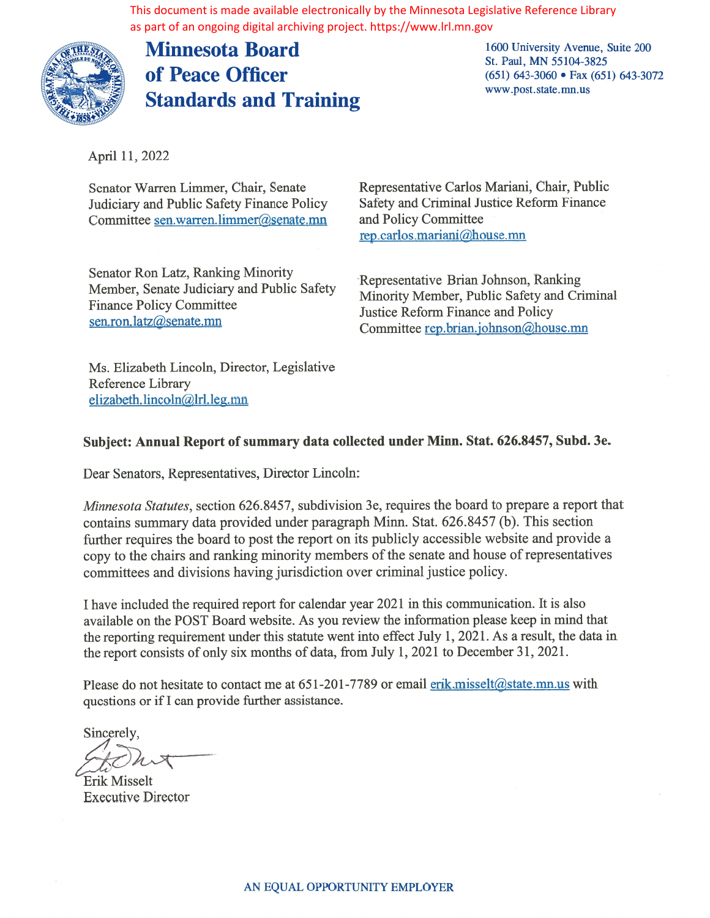This document is made available electronically by the Minnesota Legislative Reference Library as part of an ongoing digital archiving project. https://www.lrl.mn.gov

# Minnesota Board of Peace Officer Standards and Training

1600 University Avenue, Suite 200
St. Paul, MN 55104-3825
(651) 643-3060 • Fax (651) 643-3072
www.post.state.mn.us

April 11, 2022

Senator Warren Limmer, Chair, Senate Judiciary and Public Safety Finance Policy Committee sen.warren.limmer@senate.mn

Representative Carlos Mariani, Chair, Public Safety and Criminal Justice Reform Finance and Policy Committee
rep.carlos.mariani@house.mn

Senator Ron Latz, Ranking Minority Member, Senate Judiciary and Public Safety Finance Policy Committee
sen.ron.latz@senate.mn

Representative Brian Johnson, Ranking Minority Member, Public Safety and Criminal Justice Reform Finance and Policy Committee rep.brian.johnson@house.mn

Ms. Elizabeth Lincoln, Director, Legislative Reference Library
elizabeth.lincoln@lrl.leg.mn

**Subject: Annual Report of summary data collected under Minn. Stat. 626.8457, Subd. 3e.**

Dear Senators, Representatives, Director Lincoln:

*Minnesota Statutes*, section 626.8457, subdivision 3e, requires the board to prepare a report that contains summary data provided under paragraph Minn. Stat. 626.8457 (b). This section further requires the board to post the report on its publicly accessible website and provide a copy to the chairs and ranking minority members of the senate and house of representatives committees and divisions having jurisdiction over criminal justice policy.

I have included the required report for calendar year 2021 in this communication. It is also available on the POST Board website. As you review the information please keep in mind that the reporting requirement under this statute went into effect July 1, 2021. As a result, the data in the report consists of only six months of data, from July 1, 2021 to December 31, 2021.

Please do not hesitate to contact me at 651-201-7789 or email erik.misselt@state.mn.us with questions or if I can provide further assistance.

Sincerely,

Erik Misselt
Executive Director

AN EQUAL OPPORTUNITY EMPLOYER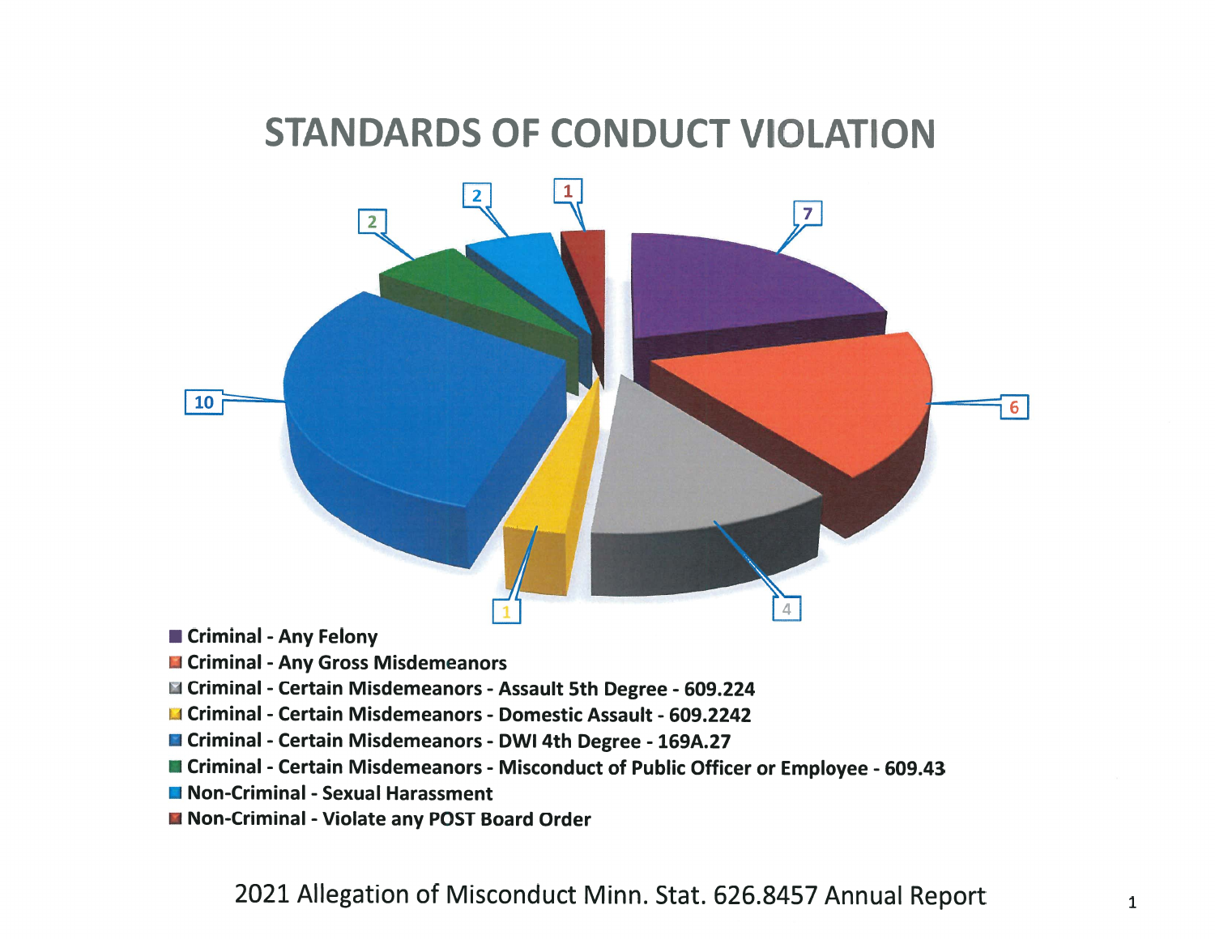# STANDARDS OF CONDUCT VIOLATION

| Category | Count |
|---|---|
| Criminal - Any Felony | 7 |
| Criminal - Any Gross Misdemeanors | 6 |
| Criminal - Certain Misdemeanors - Assault 5th Degree - 609.224 | 4 |
| Criminal - Certain Misdemeanors - Domestic Assault - 609.2242 | 1 |
| Criminal - Certain Misdemeanors - DWI 4th Degree - 169A.27 | 10 |
| Criminal - Certain Misdemeanors - Misconduct of Public Officer or Employee - 609.43 | 2 |
| Non-Criminal - Sexual Harassment | 2 |
| Non-Criminal - Violate any POST Board Order | 1 |

2021 Allegation of Misconduct Minn. Stat. 626.8457 Annual Report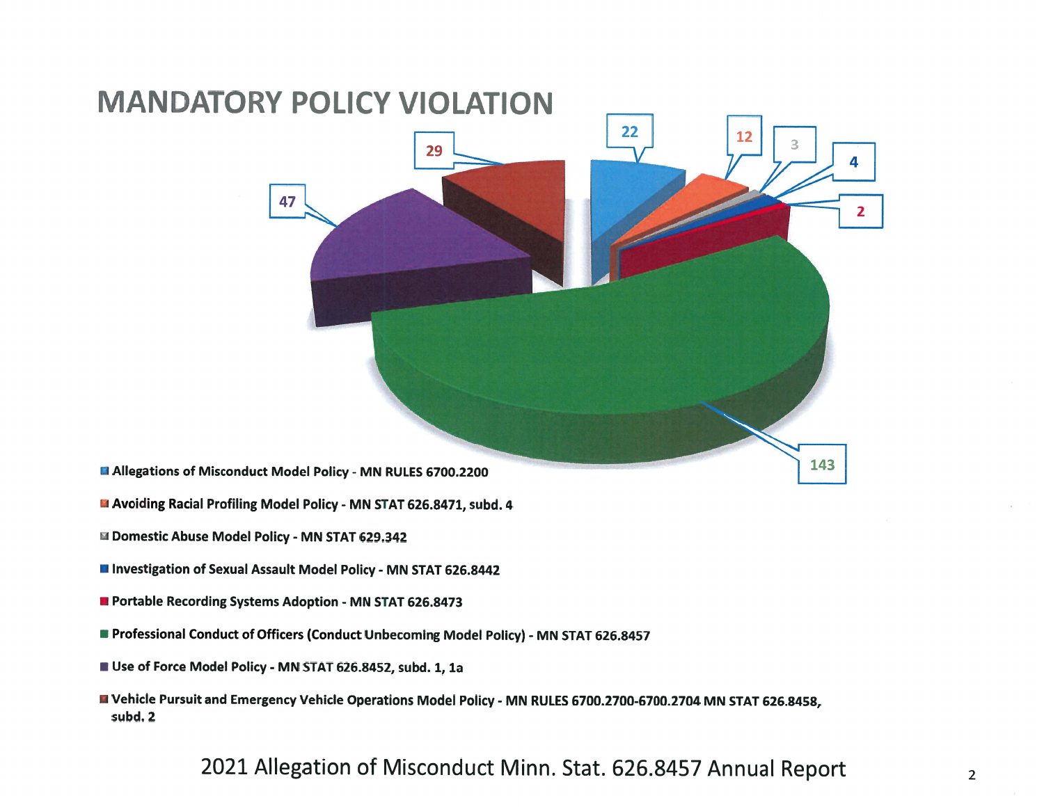# MANDATORY POLICY VIOLATION

| Policy | Count |
| --- | --- |
| Allegations of Misconduct Model Policy - MN RULES 6700.2200 | 22 |
| Avoiding Racial Profiling Model Policy - MN STAT 626.8471, subd. 4 | 12 |
| Domestic Abuse Model Policy - MN STAT 629.342 | 3 |
| Investigation of Sexual Assault Model Policy - MN STAT 626.8442 | 4 |
| Portable Recording Systems Adoption - MN STAT 626.8473 | 2 |
| Professional Conduct of Officers (Conduct Unbecoming Model Policy) - MN STAT 626.8457 | 143 |
| Use of Force Model Policy - MN STAT 626.8452, subd. 1, 1a | 47 |
| Vehicle Pursuit and Emergency Vehicle Operations Model Policy - MN RULES 6700.2700-6700.2704 MN STAT 626.8458, subd. 2 | 29 |

2021 Allegation of Misconduct Minn. Stat. 626.8457 Annual Report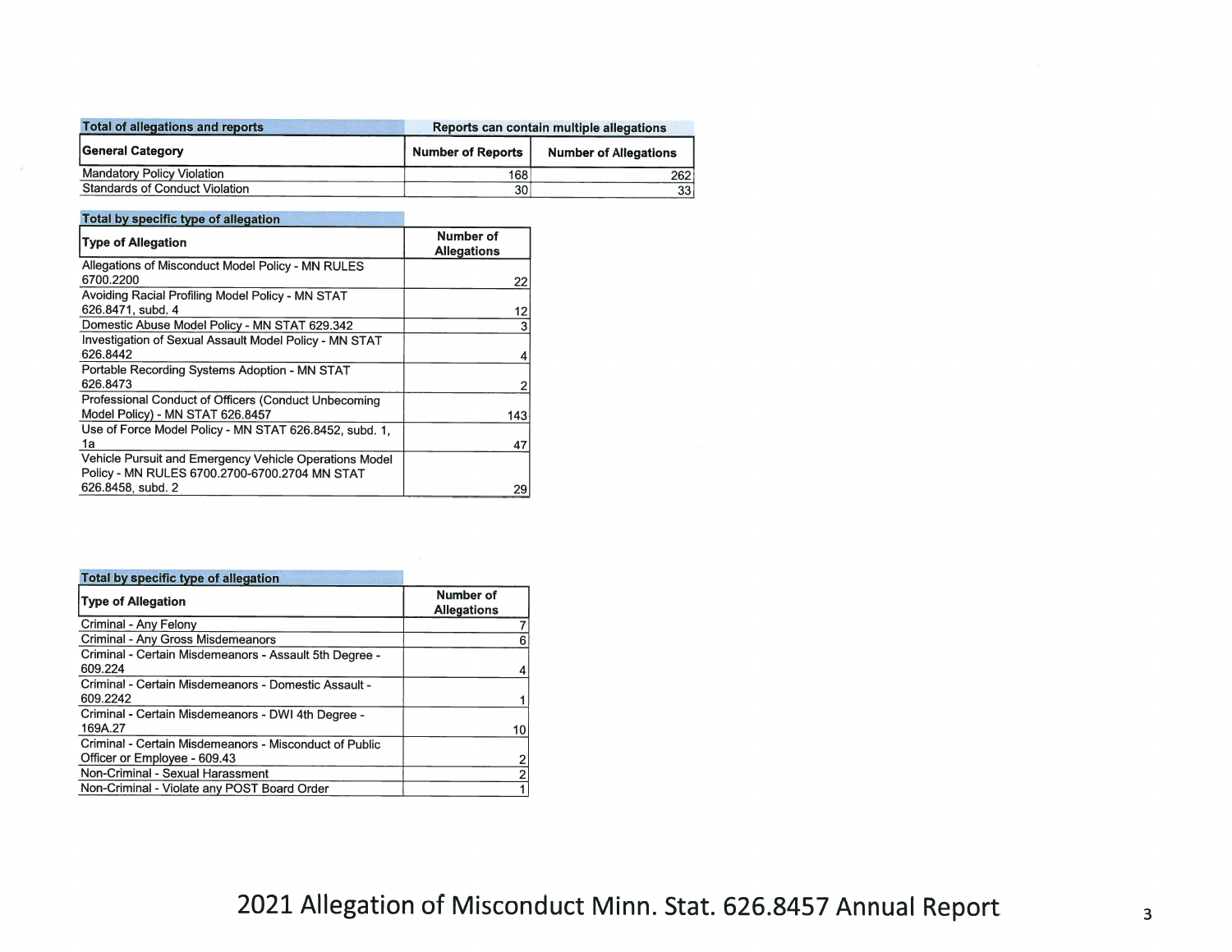| Total of allegations and reports | Reports can contain multiple allegations | |
|---|---|---|
| **General Category** | **Number of Reports** | **Number of Allegations** |
| Mandatory Policy Violation | 168 | 262 |
| Standards of Conduct Violation | 30 | 33 |

**Total by specific type of allegation**

| Type of Allegation | Number of Allegations |
|---|---|
| Allegations of Misconduct Model Policy - MN RULES 6700.2200 | 22 |
| Avoiding Racial Profiling Model Policy - MN STAT 626.8471, subd. 4 | 12 |
| Domestic Abuse Model Policy - MN STAT 629.342 | 3 |
| Investigation of Sexual Assault Model Policy - MN STAT 626.8442 | 4 |
| Portable Recording Systems Adoption - MN STAT 626.8473 | 2 |
| Professional Conduct of Officers (Conduct Unbecoming Model Policy) - MN STAT 626.8457 | 143 |
| Use of Force Model Policy - MN STAT 626.8452, subd. 1, 1a | 47 |
| Vehicle Pursuit and Emergency Vehicle Operations Model Policy - MN RULES 6700.2700-6700.2704 MN STAT 626.8458, subd. 2 | 29 |

**Total by specific type of allegation**

| Type of Allegation | Number of Allegations |
|---|---|
| Criminal - Any Felony | 7 |
| Criminal - Any Gross Misdemeanors | 6 |
| Criminal - Certain Misdemeanors - Assault 5th Degree - 609.224 | 4 |
| Criminal - Certain Misdemeanors - Domestic Assault - 609.2242 | 1 |
| Criminal - Certain Misdemeanors - DWI 4th Degree - 169A.27 | 10 |
| Criminal - Certain Misdemeanors - Misconduct of Public Officer or Employee - 609.43 | 2 |
| Non-Criminal - Sexual Harassment | 2 |
| Non-Criminal - Violate any POST Board Order | 1 |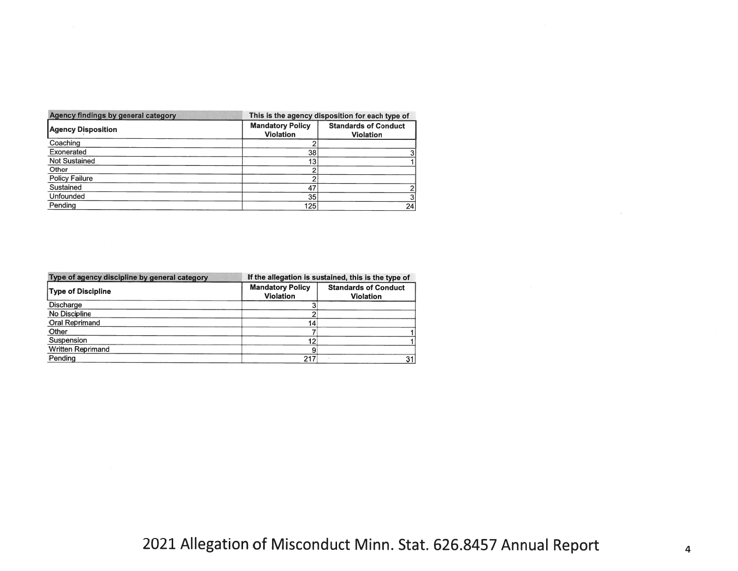| Agency findings by general category | This is the agency disposition for each type of | |
|---|---|---|
| **Agency Disposition** | **Mandatory Policy Violation** | **Standards of Conduct Violation** |
| Coaching | 2 | |
| Exonerated | 38 | 3 |
| Not Sustained | 13 | 1 |
| Other | 2 | |
| Policy Failure | 2 | |
| Sustained | 47 | 2 |
| Unfounded | 35 | 3 |
| Pending | 125 | 24 |

| Type of agency discipline by general category | If the allegation is sustained, this is the type of | |
|---|---|---|
| **Type of Discipline** | **Mandatory Policy Violation** | **Standards of Conduct Violation** |
| Discharge | 3 | |
| No Discipline | 2 | |
| Oral Reprimand | 14 | |
| Other | 7 | 1 |
| Suspension | 12 | 1 |
| Written Reprimand | 9 | |
| Pending | 217 | 31 |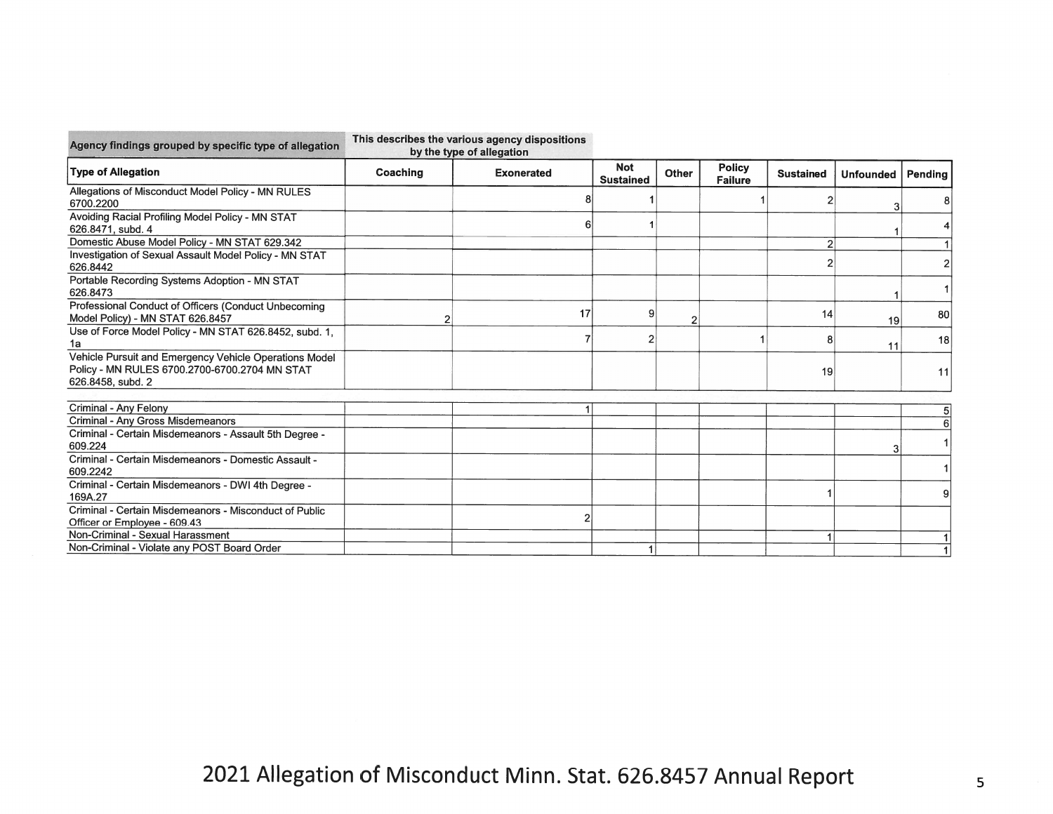| Agency findings grouped by specific type of allegation | This describes the various agency dispositions by the type of allegation | | | | | | | |
|---|---|---|---|---|---|---|---|---|
| **Type of Allegation** | **Coaching** | **Exonerated** | **Not Sustained** | **Other** | **Policy Failure** | **Sustained** | **Unfounded** | **Pending** |
| Allegations of Misconduct Model Policy - MN RULES 6700.2200 | | 8 | 1 | | 1 | 2 | 3 | 8 |
| Avoiding Racial Profiling Model Policy - MN STAT 626.8471, subd. 4 | | 6 | 1 | | | | 1 | 4 |
| Domestic Abuse Model Policy - MN STAT 629.342 | | | | | | 2 | | 1 |
| Investigation of Sexual Assault Model Policy - MN STAT 626.8442 | | | | | | 2 | | 2 |
| Portable Recording Systems Adoption - MN STAT 626.8473 | | | | | | | 1 | 1 |
| Professional Conduct of Officers (Conduct Unbecoming Model Policy) - MN STAT 626.8457 | 2 | 17 | 9 | 2 | | 14 | 19 | 80 |
| Use of Force Model Policy - MN STAT 626.8452, subd. 1, 1a | | 7 | 2 | | 1 | 8 | 11 | 18 |
| Vehicle Pursuit and Emergency Vehicle Operations Model Policy - MN RULES 6700.2700-6700.2704 MN STAT 626.8458, subd. 2 | | | | | | 19 | | 11 |
| Criminal - Any Felony | | 1 | | | | | | 5 |
| Criminal - Any Gross Misdemeanors | | | | | | | | 6 |
| Criminal - Certain Misdemeanors - Assault 5th Degree - 609.224 | | | | | | | 3 | 1 |
| Criminal - Certain Misdemeanors - Domestic Assault - 609.2242 | | | | | | | | 1 |
| Criminal - Certain Misdemeanors - DWI 4th Degree - 169A.27 | | | | | | 1 | | 9 |
| Criminal - Certain Misdemeanors - Misconduct of Public Officer or Employee - 609.43 | | 2 | | | | | | |
| Non-Criminal - Sexual Harassment | | | | | | 1 | | 1 |
| Non-Criminal - Violate any POST Board Order | | | 1 | | | | | 1 |

2021 Allegation of Misconduct Minn. Stat. 626.8457 Annual Report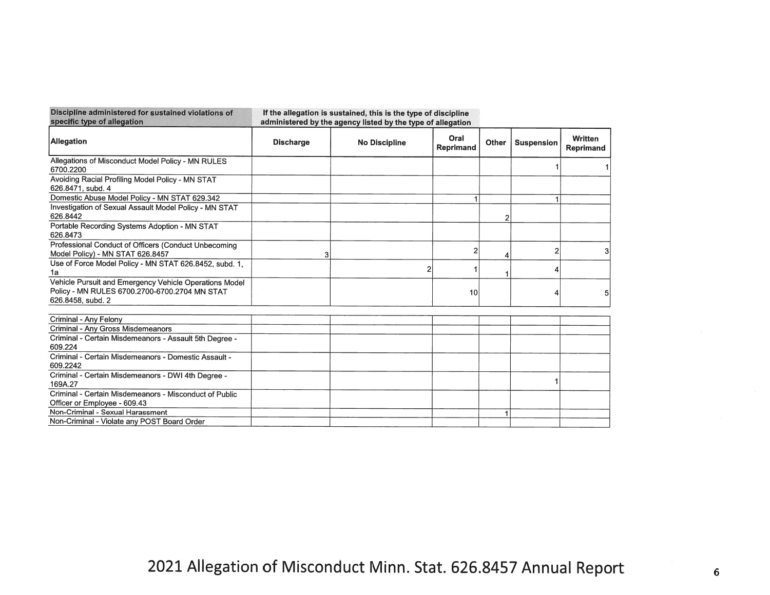| Discipline administered for sustained violations of specific type of allegation | If the allegation is sustained, this is the type of discipline administered by the agency listed by the type of allegation | | | | |
|---|---|---|---|---|---|---|
| **Allegation** | **Discharge** | **No Discipline** | **Oral Reprimand** | **Other** | **Suspension** | **Written Reprimand** |
| Allegations of Misconduct Model Policy - MN RULES 6700.2200 | | | | | 1 | 1 |
| Avoiding Racial Profiling Model Policy - MN STAT 626.8471, subd. 4 | | | | | | |
| Domestic Abuse Model Policy - MN STAT 629.342 | | | 1 | | 1 | |
| Investigation of Sexual Assault Model Policy - MN STAT 626.8442 | | | | 2 | | |
| Portable Recording Systems Adoption - MN STAT 626.8473 | | | | | | |
| Professional Conduct of Officers (Conduct Unbecoming Model Policy) - MN STAT 626.8457 | 3 | | 2 | 4 | 2 | 3 |
| Use of Force Model Policy - MN STAT 626.8452, subd. 1, 1a | | 2 | 1 | 1 | 4 | |
| Vehicle Pursuit and Emergency Vehicle Operations Model Policy - MN RULES 6700.2700-6700.2704 MN STAT 626.8458, subd. 2 | | | 10 | | 4 | 5 |
| Criminal - Any Felony | | | | | | |
| Criminal - Any Gross Misdemeanors | | | | | | |
| Criminal - Certain Misdemeanors - Assault 5th Degree - 609.224 | | | | | | |
| Criminal - Certain Misdemeanors - Domestic Assault - 609.2242 | | | | | | |
| Criminal - Certain Misdemeanors - DWI 4th Degree - 169A.27 | | | | | 1 | |
| Criminal - Certain Misdemeanors - Misconduct of Public Officer or Employee - 609.43 | | | | | | |
| Non-Criminal - Sexual Harassment | | | | 1 | | |
| Non-Criminal - Violate any POST Board Order | | | | | | |